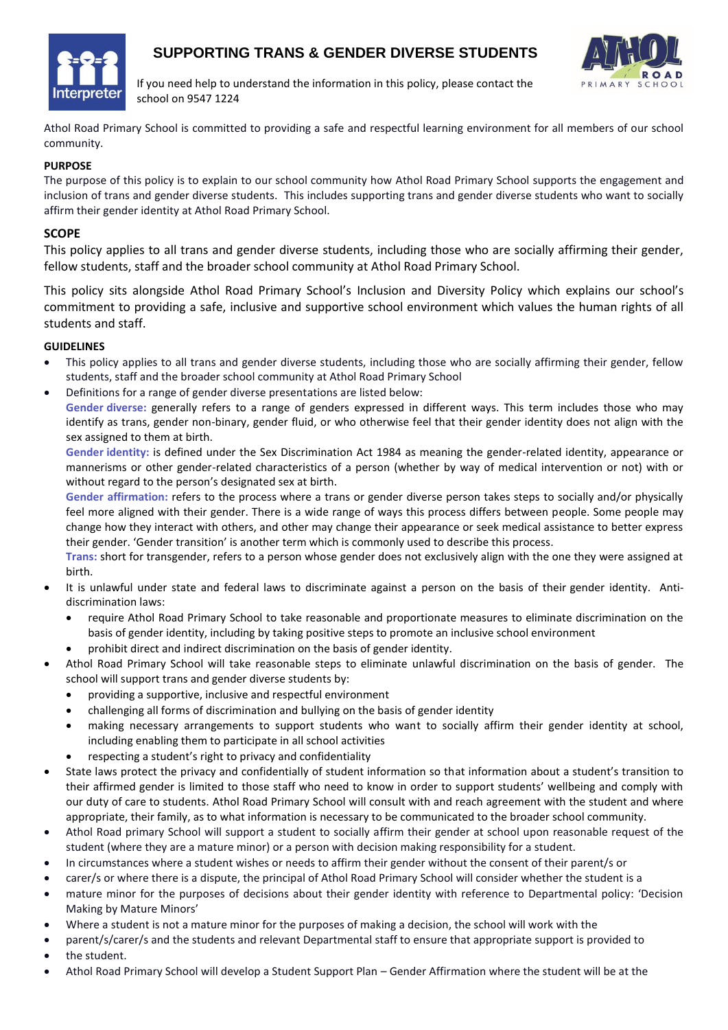# SUPPORTING TRANS & GENDER DIVERSE STUDENTS

If you need help to understand the information in this policy, please contact the school on 9547 1224

Athol Road Primary School is committed to providing a safe and respectful learning environment for all members of our school community.

## PURPOSE

The purpose of this policy is to explain to our school community how Athol Road Primary School supports the engagement and inclusion of trans and gender diverse students. This includes supporting trans and gender diverse students who want to socially affirm their gender identity at Athol Road Primary School.

## SCOPE

This policy applies to all trans and gender diverse students, including those who are socially affirming their gender, fellow students, staff and the broader school community at Athol Road Primary School.

This policy sits alongside Athol Road Primary School's Inclusion and Diversity Policy which explains our school's commitment to providing a safe, inclusive and supportive school environment which values the human rights of all students and staff.

## GUIDELINES

- This policy applies to all trans and gender diverse students, including those who are socially affirming their gender, fellow students, staff and the broader school community at Athol Road Primary School
- Definitions for a range of gender diverse presentations are listed below:
  **Gender diverse:** generally refers to a range of genders expressed in different ways. This term includes those who may identify as trans, gender non-binary, gender fluid, or who otherwise feel that their gender identity does not align with the sex assigned to them at birth.
  **Gender identity:** is defined under the Sex Discrimination Act 1984 as meaning the gender-related identity, appearance or mannerisms or other gender-related characteristics of a person (whether by way of medical intervention or not) with or without regard to the person's designated sex at birth.
  **Gender affirmation:** refers to the process where a trans or gender diverse person takes steps to socially and/or physically feel more aligned with their gender. There is a wide range of ways this process differs between people. Some people may change how they interact with others, and other may change their appearance or seek medical assistance to better express their gender. 'Gender transition' is another term which is commonly used to describe this process.
  **Trans:** short for transgender, refers to a person whose gender does not exclusively align with the one they were assigned at birth.
- It is unlawful under state and federal laws to discriminate against a person on the basis of their gender identity. Anti-discrimination laws:
  - require Athol Road Primary School to take reasonable and proportionate measures to eliminate discrimination on the basis of gender identity, including by taking positive steps to promote an inclusive school environment
  - prohibit direct and indirect discrimination on the basis of gender identity.
- Athol Road Primary School will take reasonable steps to eliminate unlawful discrimination on the basis of gender. The school will support trans and gender diverse students by:
  - providing a supportive, inclusive and respectful environment
  - challenging all forms of discrimination and bullying on the basis of gender identity
  - making necessary arrangements to support students who want to socially affirm their gender identity at school, including enabling them to participate in all school activities
  - respecting a student's right to privacy and confidentiality
- State laws protect the privacy and confidentially of student information so that information about a student's transition to their affirmed gender is limited to those staff who need to know in order to support students' wellbeing and comply with our duty of care to students. Athol Road Primary School will consult with and reach agreement with the student and where appropriate, their family, as to what information is necessary to be communicated to the broader school community.
- Athol Road primary School will support a student to socially affirm their gender at school upon reasonable request of the student (where they are a mature minor) or a person with decision making responsibility for a student.
- In circumstances where a student wishes or needs to affirm their gender without the consent of their parent/s or
- carer/s or where there is a dispute, the principal of Athol Road Primary School will consider whether the student is a
- mature minor for the purposes of decisions about their gender identity with reference to Departmental policy: 'Decision Making by Mature Minors'
- Where a student is not a mature minor for the purposes of making a decision, the school will work with the
- parent/s/carer/s and the students and relevant Departmental staff to ensure that appropriate support is provided to
- the student.
- Athol Road Primary School will develop a Student Support Plan – Gender Affirmation where the student will be at the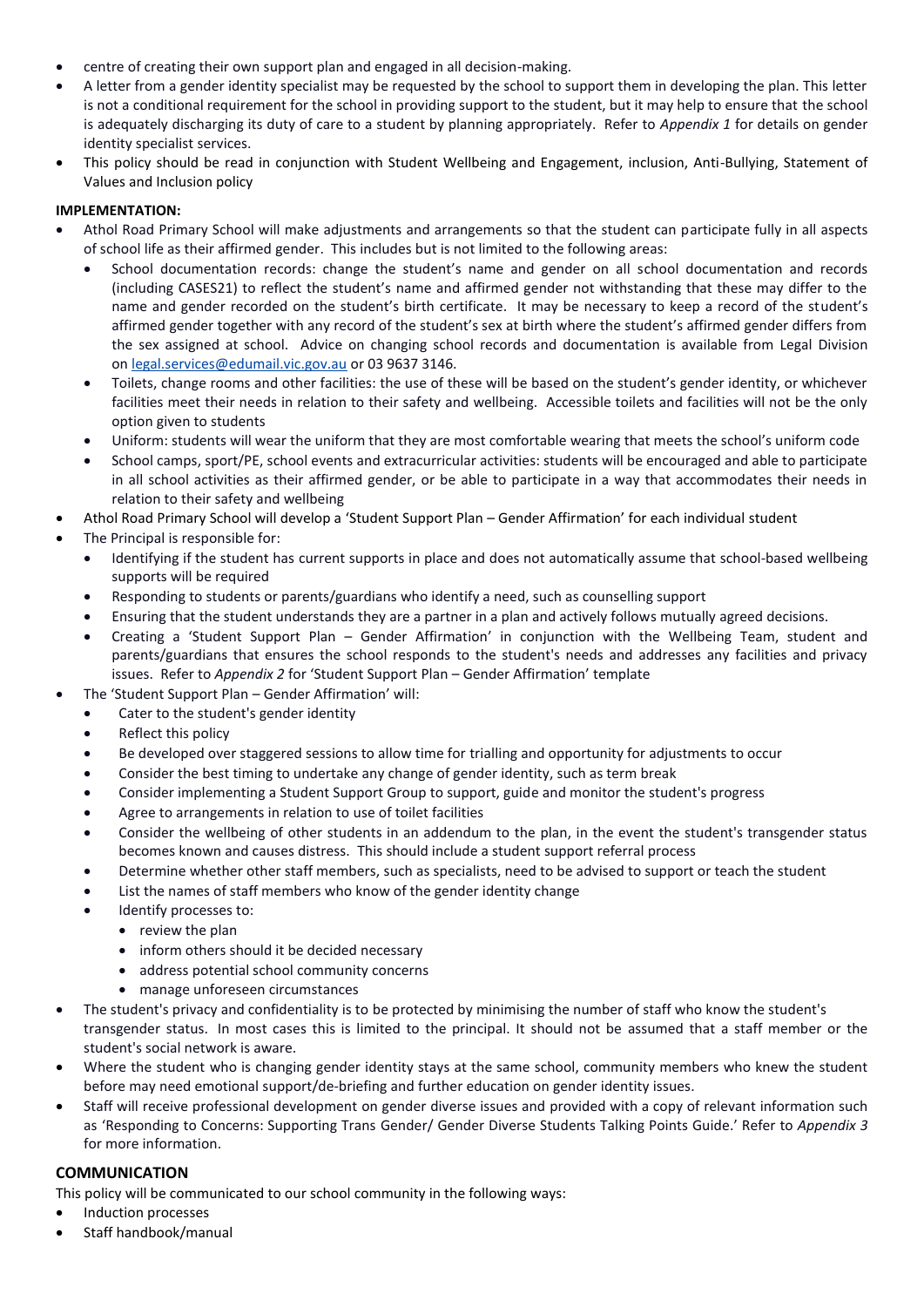- centre of creating their own support plan and engaged in all decision-making.
- A letter from a gender identity specialist may be requested by the school to support them in developing the plan. This letter is not a conditional requirement for the school in providing support to the student, but it may help to ensure that the school is adequately discharging its duty of care to a student by planning appropriately. Refer to *Appendix 1* for details on gender identity specialist services.
- This policy should be read in conjunction with Student Wellbeing and Engagement, inclusion, Anti-Bullying, Statement of Values and Inclusion policy

**IMPLEMENTATION:**

- Athol Road Primary School will make adjustments and arrangements so that the student can participate fully in all aspects of school life as their affirmed gender. This includes but is not limited to the following areas:
  - School documentation records: change the student's name and gender on all school documentation and records (including CASES21) to reflect the student's name and affirmed gender not withstanding that these may differ to the name and gender recorded on the student's birth certificate. It may be necessary to keep a record of the student's affirmed gender together with any record of the student's sex at birth where the student's affirmed gender differs from the sex assigned at school. Advice on changing school records and documentation is available from Legal Division on legal.services@edumail.vic.gov.au or 03 9637 3146.
  - Toilets, change rooms and other facilities: the use of these will be based on the student's gender identity, or whichever facilities meet their needs in relation to their safety and wellbeing. Accessible toilets and facilities will not be the only option given to students
  - Uniform: students will wear the uniform that they are most comfortable wearing that meets the school's uniform code
  - School camps, sport/PE, school events and extracurricular activities: students will be encouraged and able to participate in all school activities as their affirmed gender, or be able to participate in a way that accommodates their needs in relation to their safety and wellbeing
- Athol Road Primary School will develop a 'Student Support Plan – Gender Affirmation' for each individual student
- The Principal is responsible for:
  - Identifying if the student has current supports in place and does not automatically assume that school-based wellbeing supports will be required
  - Responding to students or parents/guardians who identify a need, such as counselling support
  - Ensuring that the student understands they are a partner in a plan and actively follows mutually agreed decisions.
  - Creating a 'Student Support Plan – Gender Affirmation' in conjunction with the Wellbeing Team, student and parents/guardians that ensures the school responds to the student's needs and addresses any facilities and privacy issues. Refer to *Appendix 2* for 'Student Support Plan – Gender Affirmation' template
- The 'Student Support Plan – Gender Affirmation' will:
  - Cater to the student's gender identity
  - Reflect this policy
  - Be developed over staggered sessions to allow time for trialling and opportunity for adjustments to occur
  - Consider the best timing to undertake any change of gender identity, such as term break
  - Consider implementing a Student Support Group to support, guide and monitor the student's progress
  - Agree to arrangements in relation to use of toilet facilities
  - Consider the wellbeing of other students in an addendum to the plan, in the event the student's transgender status becomes known and causes distress. This should include a student support referral process
  - Determine whether other staff members, such as specialists, need to be advised to support or teach the student
  - List the names of staff members who know of the gender identity change
  - Identify processes to:
    - review the plan
    - inform others should it be decided necessary
    - address potential school community concerns
    - manage unforeseen circumstances
- The student's privacy and confidentiality is to be protected by minimising the number of staff who know the student's transgender status. In most cases this is limited to the principal. It should not be assumed that a staff member or the student's social network is aware.
- Where the student who is changing gender identity stays at the same school, community members who knew the student before may need emotional support/de-briefing and further education on gender identity issues.
- Staff will receive professional development on gender diverse issues and provided with a copy of relevant information such as 'Responding to Concerns: Supporting Trans Gender/ Gender Diverse Students Talking Points Guide.' Refer to *Appendix 3* for more information.

## COMMUNICATION

This policy will be communicated to our school community in the following ways:

- Induction processes
- Staff handbook/manual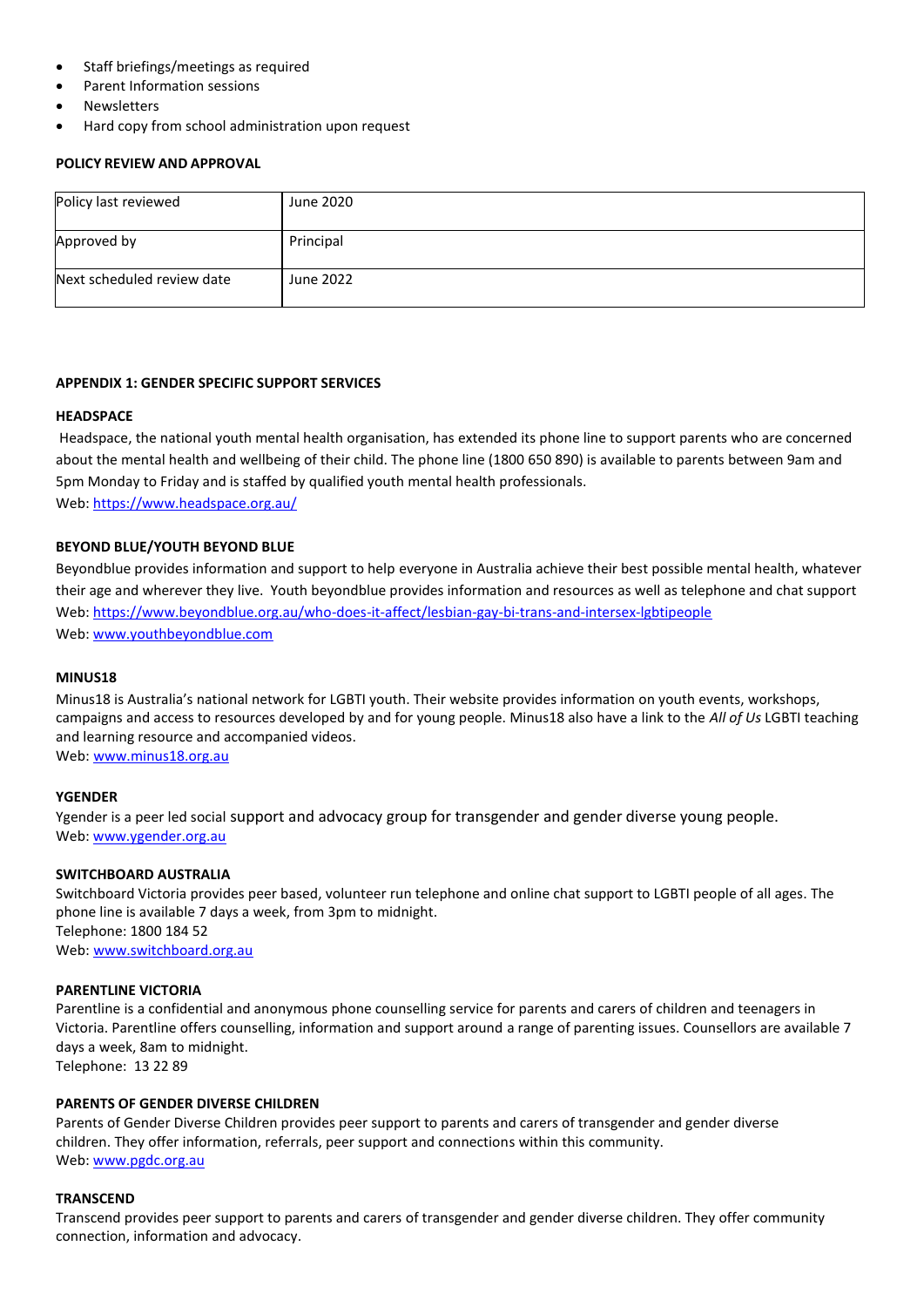- Staff briefings/meetings as required
- Parent Information sessions
- Newsletters
- Hard copy from school administration upon request

**POLICY REVIEW AND APPROVAL**

| Policy last reviewed | June 2020 |
|---|---|
| Approved by | Principal |
| Next scheduled review date | June 2022 |

**APPENDIX 1: GENDER SPECIFIC SUPPORT SERVICES**

**HEADSPACE**

Headspace, the national youth mental health organisation, has extended its phone line to support parents who are concerned about the mental health and wellbeing of their child. The phone line (1800 650 890) is available to parents between 9am and 5pm Monday to Friday and is staffed by qualified youth mental health professionals.
Web: https://www.headspace.org.au/

**BEYOND BLUE/YOUTH BEYOND BLUE**

Beyondblue provides information and support to help everyone in Australia achieve their best possible mental health, whatever their age and wherever they live. Youth beyondblue provides information and resources as well as telephone and chat support
Web: https://www.beyondblue.org.au/who-does-it-affect/lesbian-gay-bi-trans-and-intersex-lgbtipeople
Web: www.youthbeyondblue.com

**MINUS18**

Minus18 is Australia's national network for LGBTI youth. Their website provides information on youth events, workshops, campaigns and access to resources developed by and for young people. Minus18 also have a link to the *All of Us* LGBTI teaching and learning resource and accompanied videos.
Web: www.minus18.org.au

**YGENDER**

Ygender is a peer led social support and advocacy group for transgender and gender diverse young people.
Web: www.ygender.org.au

**SWITCHBOARD AUSTRALIA**

Switchboard Victoria provides peer based, volunteer run telephone and online chat support to LGBTI people of all ages. The phone line is available 7 days a week, from 3pm to midnight.
Telephone: 1800 184 52
Web: www.switchboard.org.au

**PARENTLINE VICTORIA**

Parentline is a confidential and anonymous phone counselling service for parents and carers of children and teenagers in Victoria. Parentline offers counselling, information and support around a range of parenting issues. Counsellors are available 7 days a week, 8am to midnight.
Telephone: 13 22 89

**PARENTS OF GENDER DIVERSE CHILDREN**

Parents of Gender Diverse Children provides peer support to parents and carers of transgender and gender diverse children. They offer information, referrals, peer support and connections within this community.
Web: www.pgdc.org.au

**TRANSCEND**

Transcend provides peer support to parents and carers of transgender and gender diverse children. They offer community connection, information and advocacy.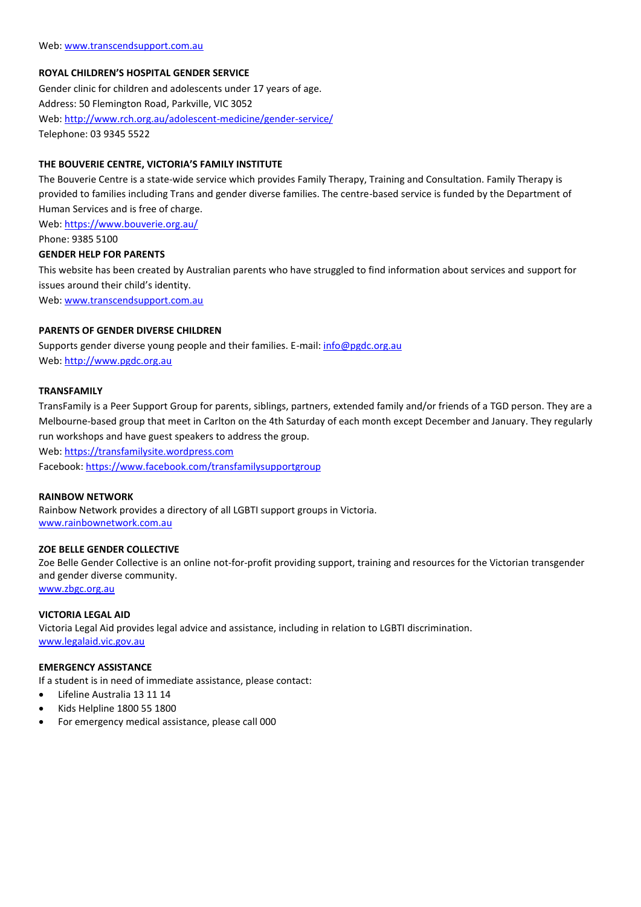Web: www.transcendsupport.com.au

**ROYAL CHILDREN'S HOSPITAL GENDER SERVICE**

Gender clinic for children and adolescents under 17 years of age.
Address: 50 Flemington Road, Parkville, VIC 3052
Web: http://www.rch.org.au/adolescent-medicine/gender-service/
Telephone: 03 9345 5522

**THE BOUVERIE CENTRE, VICTORIA'S FAMILY INSTITUTE**

The Bouverie Centre is a state-wide service which provides Family Therapy, Training and Consultation. Family Therapy is provided to families including Trans and gender diverse families. The centre-based service is funded by the Department of Human Services and is free of charge.
Web: https://www.bouverie.org.au/
Phone: 9385 5100

**GENDER HELP FOR PARENTS**

This website has been created by Australian parents who have struggled to find information about services and support for issues around their child's identity.
Web: www.transcendsupport.com.au

**PARENTS OF GENDER DIVERSE CHILDREN**

Supports gender diverse young people and their families. E-mail: info@pgdc.org.au
Web: http://www.pgdc.org.au

**TRANSFAMILY**

TransFamily is a Peer Support Group for parents, siblings, partners, extended family and/or friends of a TGD person. They are a Melbourne-based group that meet in Carlton on the 4th Saturday of each month except December and January. They regularly run workshops and have guest speakers to address the group.
Web: https://transfamilysite.wordpress.com
Facebook: https://www.facebook.com/transfamilysupportgroup

**RAINBOW NETWORK**

Rainbow Network provides a directory of all LGBTI support groups in Victoria.
www.rainbownetwork.com.au

**ZOE BELLE GENDER COLLECTIVE**

Zoe Belle Gender Collective is an online not-for-profit providing support, training and resources for the Victorian transgender and gender diverse community.
www.zbgc.org.au

**VICTORIA LEGAL AID**

Victoria Legal Aid provides legal advice and assistance, including in relation to LGBTI discrimination.
www.legalaid.vic.gov.au

**EMERGENCY ASSISTANCE**

If a student is in need of immediate assistance, please contact:

- Lifeline Australia 13 11 14
- Kids Helpline 1800 55 1800
- For emergency medical assistance, please call 000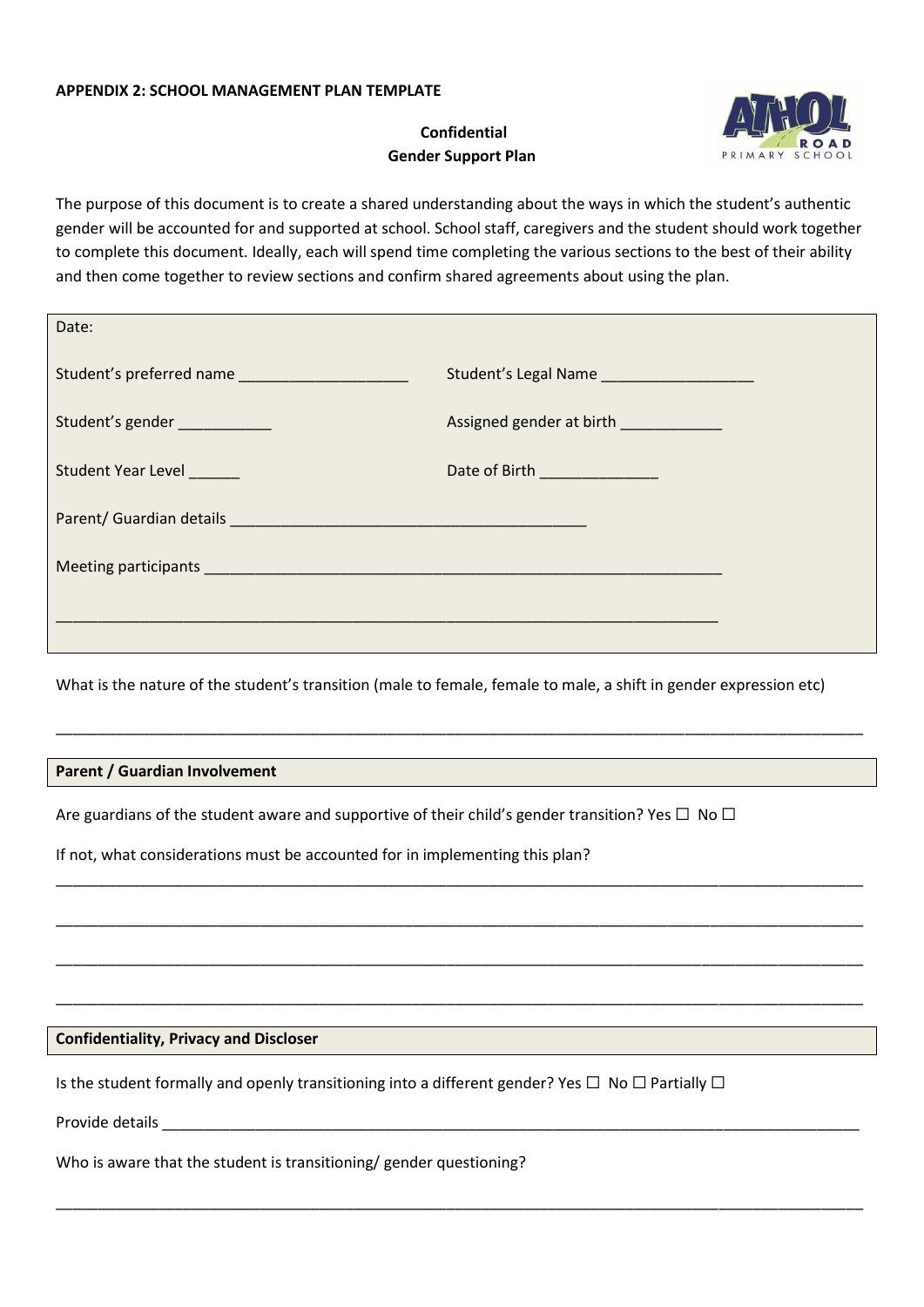**APPENDIX 2: SCHOOL MANAGEMENT PLAN TEMPLATE**

**Confidential**
**Gender Support Plan**

The purpose of this document is to create a shared understanding about the ways in which the student's authentic gender will be accounted for and supported at school. School staff, caregivers and the student should work together to complete this document. Ideally, each will spend time completing the various sections to the best of their ability and then come together to review sections and confirm shared agreements about using the plan.

Date:

Student's preferred name ____________________ Student's Legal Name __________________

Student's gender ___________ Assigned gender at birth ____________

Student Year Level ______ Date of Birth ______________

Parent/ Guardian details __________________________________________

Meeting participants ______________________________________________________________

______________________________________________________________________________

What is the nature of the student's transition (male to female, female to male, a shift in gender expression etc)

______________________________________________________________________________

**Parent / Guardian Involvement**

Are guardians of the student aware and supportive of their child's gender transition? Yes ☐ No ☐

If not, what considerations must be accounted for in implementing this plan?

______________________________________________________________________________

______________________________________________________________________________

______________________________________________________________________________

______________________________________________________________________________

**Confidentiality, Privacy and Discloser**

Is the student formally and openly transitioning into a different gender? Yes ☐ No ☐ Partially ☐

Provide details ________________________________________________________________________

Who is aware that the student is transitioning/ gender questioning?

______________________________________________________________________________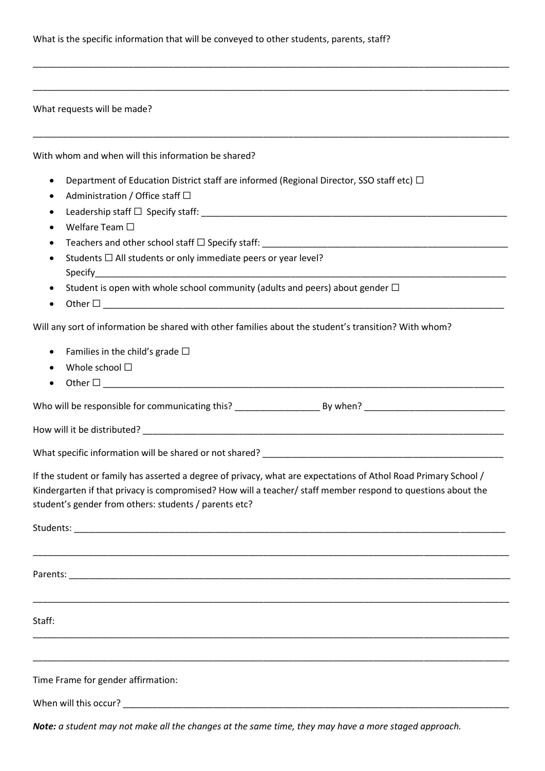What is the specific information that will be conveyed to other students, parents, staff?

______________________________________________________________________________________

______________________________________________________________________________________

What requests will be made?

______________________________________________________________________________________

With whom and when will this information be shared?

- Department of Education District staff are informed (Regional Director, SSO staff etc) ☐
- Administration / Office staff ☐
- Leadership staff ☐ Specify staff: ____________________________________________________
- Welfare Team ☐
- Teachers and other school staff ☐ Specify staff: ______________________________________
- Students ☐ All students or only immediate peers or year level?
  Specify__________________________________________________________________________
- Student is open with whole school community (adults and peers) about gender ☐
- Other ☐ ________________________________________________________________________

Will any sort of information be shared with other families about the student's transition? With whom?

- Families in the child's grade ☐
- Whole school ☐
- Other ☐ ________________________________________________________________________

Who will be responsible for communicating this? _________________ By when? ____________________________

How will it be distributed? ______________________________________________________________________

What specific information will be shared or not shared? ___________________________________________

If the student or family has asserted a degree of privacy, what are expectations of Athol Road Primary School / Kindergarten if that privacy is compromised? How will a teacher/ staff member respond to questions about the student's gender from others: students / parents etc?

Students: ________________________________________________________________________________

______________________________________________________________________________________

Parents: _________________________________________________________________________________

______________________________________________________________________________________

Staff:

______________________________________________________________________________________

______________________________________________________________________________________

Time Frame for gender affirmation:

When will this occur? _______________________________________________________________________

***Note:*** *a student may not make all the changes at the same time, they may have a more staged approach.*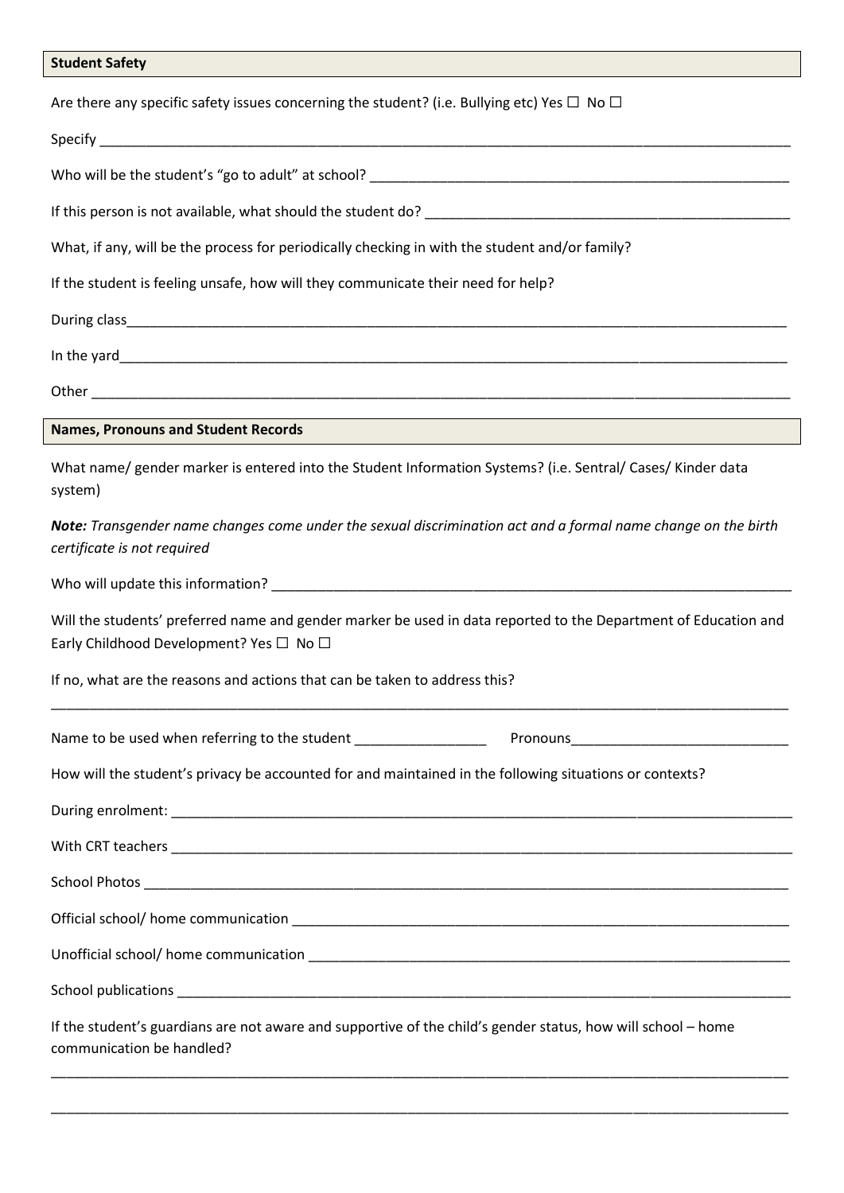## Student Safety

Are there any specific safety issues concerning the student? (i.e. Bullying etc) Yes ☐ No ☐

Specify ____________________________________________________________________________________

Who will be the student's "go to adult" at school? ___________________________________________________

If this person is not available, what should the student do? ___________________________________________

What, if any, will be the process for periodically checking in with the student and/or family?

If the student is feeling unsafe, how will they communicate their need for help?

During class_________________________________________________________________________________

In the yard__________________________________________________________________________________

Other ______________________________________________________________________________________

## Names, Pronouns and Student Records

What name/ gender marker is entered into the Student Information Systems? (i.e. Sentral/ Cases/ Kinder data system)

***Note:*** *Transgender name changes come under the sexual discrimination act and a formal name change on the birth certificate is not required*

Who will update this information? ________________________________________________________________

Will the students' preferred name and gender marker be used in data reported to the Department of Education and Early Childhood Development? Yes ☐ No ☐

If no, what are the reasons and actions that can be taken to address this?

____________________________________________________________________________________________

Name to be used when referring to the student _________________ Pronouns____________________________

How will the student's privacy be accounted for and maintained in the following situations or contexts?

During enrolment: _____________________________________________________________________________

With CRT teachers _____________________________________________________________________________

School Photos ________________________________________________________________________________

Official school/ home communication _____________________________________________________________

Unofficial school/ home communication ___________________________________________________________

School publications ____________________________________________________________________________

If the student's guardians are not aware and supportive of the child's gender status, how will school – home communication be handled?

____________________________________________________________________________________________

____________________________________________________________________________________________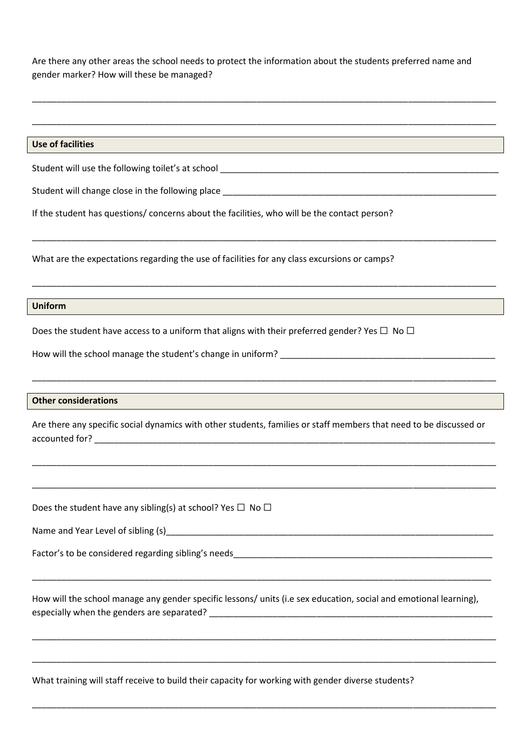Are there any other areas the school needs to protect the information about the students preferred name and gender marker? How will these be managed?

______________________________________________________________________________________________

______________________________________________________________________________________________

**Use of facilities**

Student will use the following toilet's at school ______________________________________________

Student will change close in the following place ______________________________________________

If the student has questions/ concerns about the facilities, who will be the contact person?

______________________________________________________________________________________________

What are the expectations regarding the use of facilities for any class excursions or camps?

______________________________________________________________________________________________

**Uniform**

Does the student have access to a uniform that aligns with their preferred gender? Yes ☐ No ☐

How will the school manage the student's change in uniform? ______________________________________

______________________________________________________________________________________________

**Other considerations**

Are there any specific social dynamics with other students, families or staff members that need to be discussed or accounted for? ______________________________________________________________________________

______________________________________________________________________________________________

______________________________________________________________________________________________

Does the student have any sibling(s) at school? Yes ☐ No ☐

Name and Year Level of sibling (s)____________________________________________________________

Factor's to be considered regarding sibling's needs_____________________________________________

______________________________________________________________________________________________

How will the school manage any gender specific lessons/ units (i.e sex education, social and emotional learning), especially when the genders are separated? ____________________________________________________

______________________________________________________________________________________________

______________________________________________________________________________________________

What training will staff receive to build their capacity for working with gender diverse students?

______________________________________________________________________________________________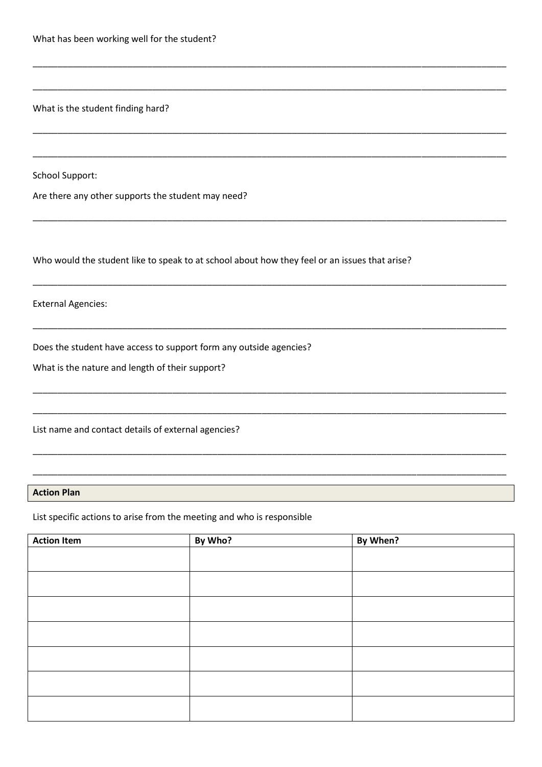What has been working well for the student?

_______________________________________________________________________________________

_______________________________________________________________________________________

What is the student finding hard?

_______________________________________________________________________________________

_______________________________________________________________________________________

School Support:

Are there any other supports the student may need?

_______________________________________________________________________________________

Who would the student like to speak to at school about how they feel or an issues that arise?

_______________________________________________________________________________________

External Agencies:

_______________________________________________________________________________________

Does the student have access to support form any outside agencies?

What is the nature and length of their support?

_______________________________________________________________________________________

_______________________________________________________________________________________

List name and contact details of external agencies?

_______________________________________________________________________________________

_______________________________________________________________________________________

**Action Plan**

List specific actions to arise from the meeting and who is responsible

| Action Item | By Who? | By When? |
|---|---|---|
| | | |
| | | |
| | | |
| | | |
| | | |
| | | |
| | | |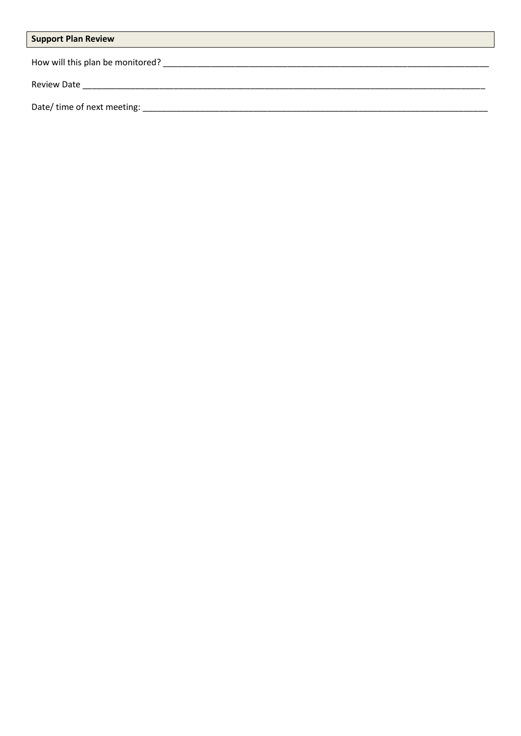## Support Plan Review

How will this plan be monitored? ___________________________________________________________________________

Review Date _____________________________________________________________________________________________

Date/ time of next meeting: ________________________________________________________________________________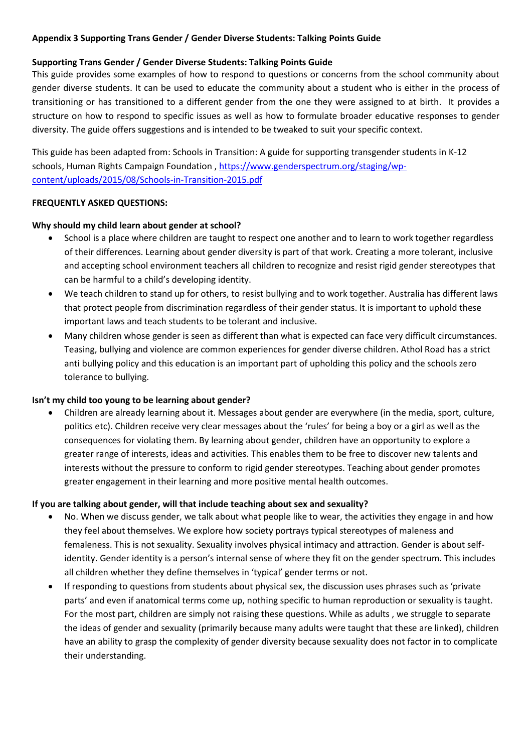**Appendix 3 Supporting Trans Gender / Gender Diverse Students: Talking Points Guide**

**Supporting Trans Gender / Gender Diverse Students: Talking Points Guide**

This guide provides some examples of how to respond to questions or concerns from the school community about gender diverse students. It can be used to educate the community about a student who is either in the process of transitioning or has transitioned to a different gender from the one they were assigned to at birth. It provides a structure on how to respond to specific issues as well as how to formulate broader educative responses to gender diversity. The guide offers suggestions and is intended to be tweaked to suit your specific context.

This guide has been adapted from: Schools in Transition: A guide for supporting transgender students in K-12 schools, Human Rights Campaign Foundation , https://www.genderspectrum.org/staging/wp-content/uploads/2015/08/Schools-in-Transition-2015.pdf

**FREQUENTLY ASKED QUESTIONS:**

**Why should my child learn about gender at school?**

- School is a place where children are taught to respect one another and to learn to work together regardless of their differences. Learning about gender diversity is part of that work. Creating a more tolerant, inclusive and accepting school environment teachers all children to recognize and resist rigid gender stereotypes that can be harmful to a child's developing identity.
- We teach children to stand up for others, to resist bullying and to work together. Australia has different laws that protect people from discrimination regardless of their gender status. It is important to uphold these important laws and teach students to be tolerant and inclusive.
- Many children whose gender is seen as different than what is expected can face very difficult circumstances. Teasing, bullying and violence are common experiences for gender diverse children. Athol Road has a strict anti bullying policy and this education is an important part of upholding this policy and the schools zero tolerance to bullying.

**Isn't my child too young to be learning about gender?**

- Children are already learning about it. Messages about gender are everywhere (in the media, sport, culture, politics etc). Children receive very clear messages about the 'rules' for being a boy or a girl as well as the consequences for violating them. By learning about gender, children have an opportunity to explore a greater range of interests, ideas and activities. This enables them to be free to discover new talents and interests without the pressure to conform to rigid gender stereotypes. Teaching about gender promotes greater engagement in their learning and more positive mental health outcomes.

**If you are talking about gender, will that include teaching about sex and sexuality?**

- No. When we discuss gender, we talk about what people like to wear, the activities they engage in and how they feel about themselves. We explore how society portrays typical stereotypes of maleness and femaleness. This is not sexuality. Sexuality involves physical intimacy and attraction. Gender is about self-identity. Gender identity is a person's internal sense of where they fit on the gender spectrum. This includes all children whether they define themselves in 'typical' gender terms or not.
- If responding to questions from students about physical sex, the discussion uses phrases such as 'private parts' and even if anatomical terms come up, nothing specific to human reproduction or sexuality is taught. For the most part, children are simply not raising these questions. While as adults , we struggle to separate the ideas of gender and sexuality (primarily because many adults were taught that these are linked), children have an ability to grasp the complexity of gender diversity because sexuality does not factor in to complicate their understanding.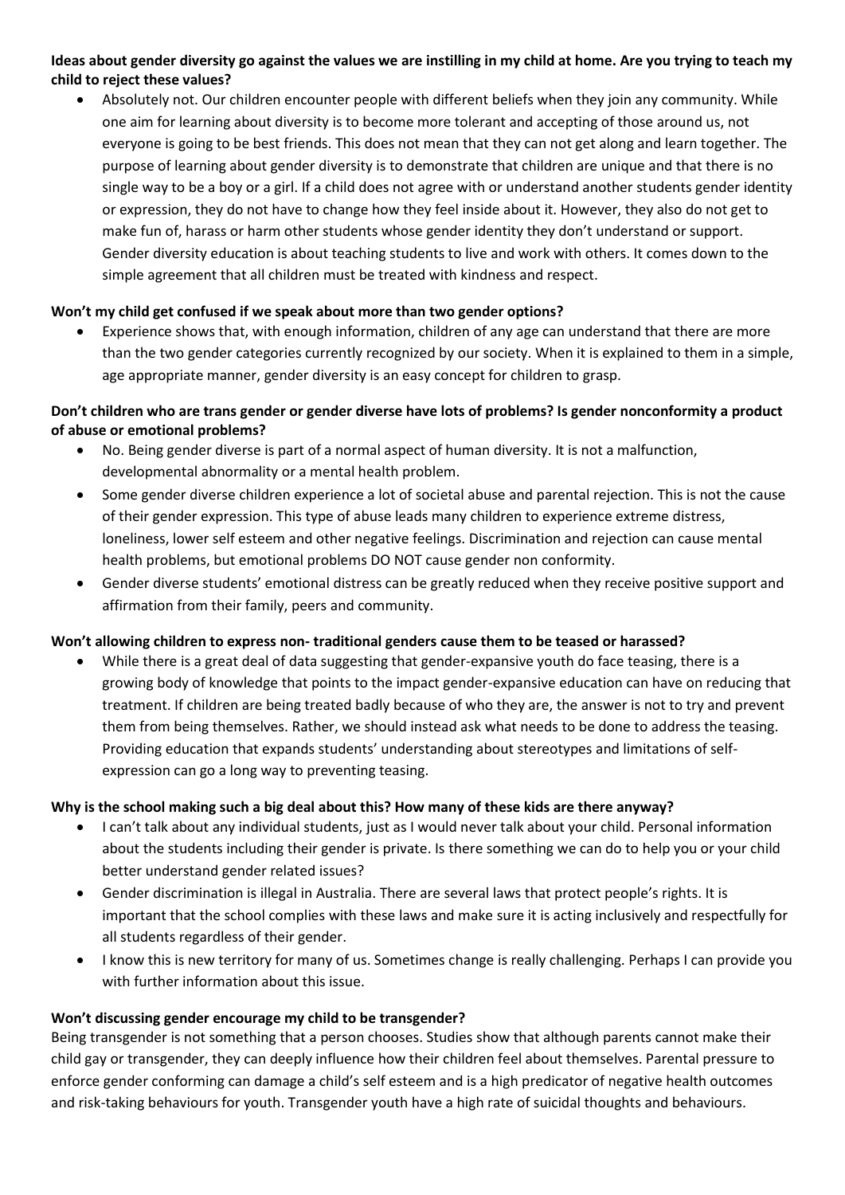**Ideas about gender diversity go against the values we are instilling in my child at home. Are you trying to teach my child to reject these values?**

- Absolutely not. Our children encounter people with different beliefs when they join any community. While one aim for learning about diversity is to become more tolerant and accepting of those around us, not everyone is going to be best friends. This does not mean that they can not get along and learn together. The purpose of learning about gender diversity is to demonstrate that children are unique and that there is no single way to be a boy or a girl. If a child does not agree with or understand another students gender identity or expression, they do not have to change how they feel inside about it. However, they also do not get to make fun of, harass or harm other students whose gender identity they don't understand or support. Gender diversity education is about teaching students to live and work with others. It comes down to the simple agreement that all children must be treated with kindness and respect.

**Won't my child get confused if we speak about more than two gender options?**

- Experience shows that, with enough information, children of any age can understand that there are more than the two gender categories currently recognized by our society. When it is explained to them in a simple, age appropriate manner, gender diversity is an easy concept for children to grasp.

**Don't children who are trans gender or gender diverse have lots of problems? Is gender nonconformity a product of abuse or emotional problems?**

- No. Being gender diverse is part of a normal aspect of human diversity. It is not a malfunction, developmental abnormality or a mental health problem.
- Some gender diverse children experience a lot of societal abuse and parental rejection. This is not the cause of their gender expression. This type of abuse leads many children to experience extreme distress, loneliness, lower self esteem and other negative feelings. Discrimination and rejection can cause mental health problems, but emotional problems DO NOT cause gender non conformity.
- Gender diverse students' emotional distress can be greatly reduced when they receive positive support and affirmation from their family, peers and community.

**Won't allowing children to express non- traditional genders cause them to be teased or harassed?**

- While there is a great deal of data suggesting that gender-expansive youth do face teasing, there is a growing body of knowledge that points to the impact gender-expansive education can have on reducing that treatment. If children are being treated badly because of who they are, the answer is not to try and prevent them from being themselves. Rather, we should instead ask what needs to be done to address the teasing. Providing education that expands students' understanding about stereotypes and limitations of self-expression can go a long way to preventing teasing.

**Why is the school making such a big deal about this? How many of these kids are there anyway?**

- I can't talk about any individual students, just as I would never talk about your child. Personal information about the students including their gender is private. Is there something we can do to help you or your child better understand gender related issues?
- Gender discrimination is illegal in Australia. There are several laws that protect people's rights. It is important that the school complies with these laws and make sure it is acting inclusively and respectfully for all students regardless of their gender.
- I know this is new territory for many of us. Sometimes change is really challenging. Perhaps I can provide you with further information about this issue.

**Won't discussing gender encourage my child to be transgender?**

Being transgender is not something that a person chooses. Studies show that although parents cannot make their child gay or transgender, they can deeply influence how their children feel about themselves. Parental pressure to enforce gender conforming can damage a child's self esteem and is a high predicator of negative health outcomes and risk-taking behaviours for youth. Transgender youth have a high rate of suicidal thoughts and behaviours.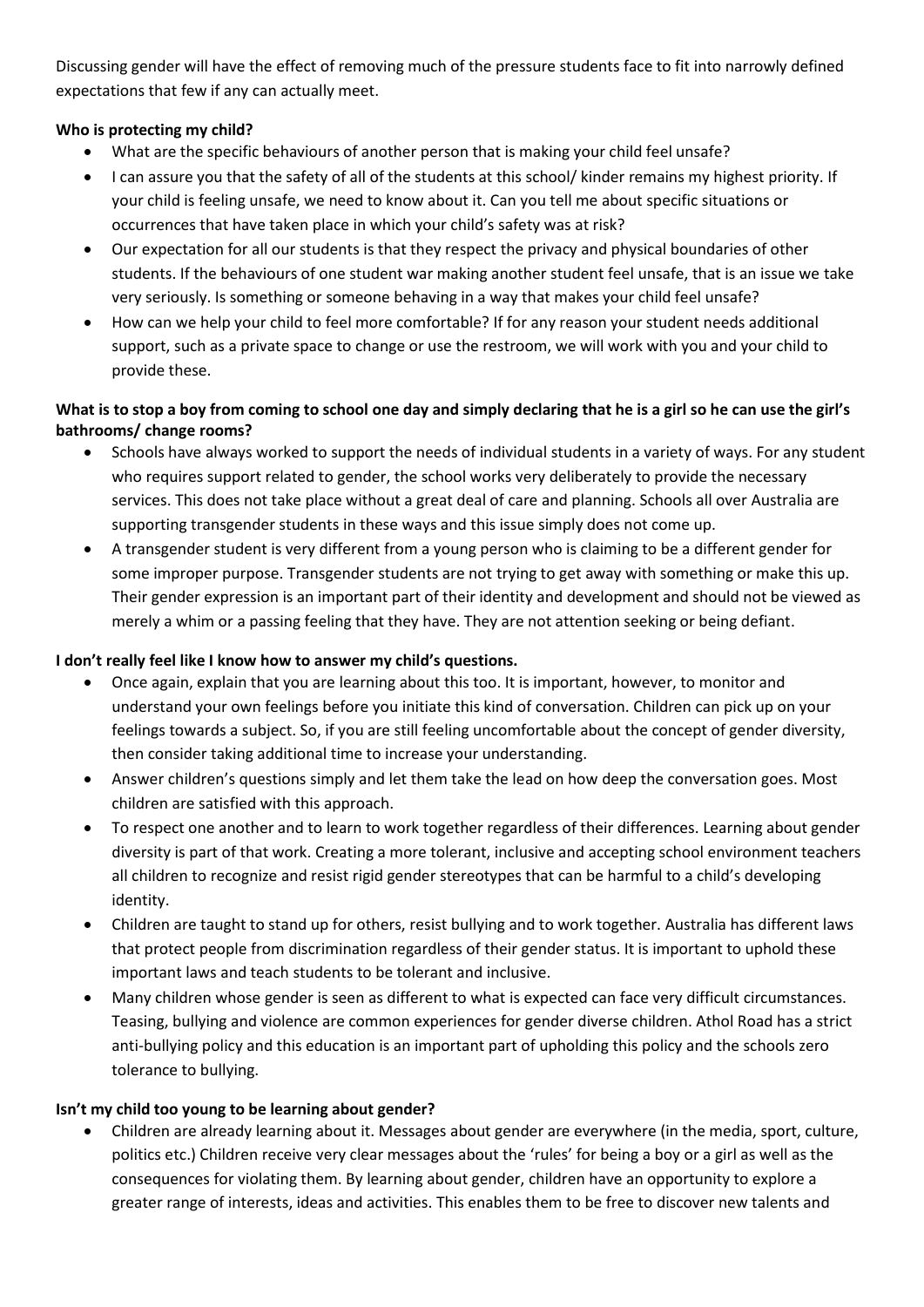Discussing gender will have the effect of removing much of the pressure students face to fit into narrowly defined expectations that few if any can actually meet.

**Who is protecting my child?**

- What are the specific behaviours of another person that is making your child feel unsafe?
- I can assure you that the safety of all of the students at this school/ kinder remains my highest priority. If your child is feeling unsafe, we need to know about it. Can you tell me about specific situations or occurrences that have taken place in which your child's safety was at risk?
- Our expectation for all our students is that they respect the privacy and physical boundaries of other students. If the behaviours of one student war making another student feel unsafe, that is an issue we take very seriously. Is something or someone behaving in a way that makes your child feel unsafe?
- How can we help your child to feel more comfortable? If for any reason your student needs additional support, such as a private space to change or use the restroom, we will work with you and your child to provide these.

**What is to stop a boy from coming to school one day and simply declaring that he is a girl so he can use the girl's bathrooms/ change rooms?**

- Schools have always worked to support the needs of individual students in a variety of ways. For any student who requires support related to gender, the school works very deliberately to provide the necessary services. This does not take place without a great deal of care and planning. Schools all over Australia are supporting transgender students in these ways and this issue simply does not come up.
- A transgender student is very different from a young person who is claiming to be a different gender for some improper purpose. Transgender students are not trying to get away with something or make this up. Their gender expression is an important part of their identity and development and should not be viewed as merely a whim or a passing feeling that they have. They are not attention seeking or being defiant.

**I don't really feel like I know how to answer my child's questions.**

- Once again, explain that you are learning about this too. It is important, however, to monitor and understand your own feelings before you initiate this kind of conversation. Children can pick up on your feelings towards a subject. So, if you are still feeling uncomfortable about the concept of gender diversity, then consider taking additional time to increase your understanding.
- Answer children's questions simply and let them take the lead on how deep the conversation goes. Most children are satisfied with this approach.
- To respect one another and to learn to work together regardless of their differences. Learning about gender diversity is part of that work. Creating a more tolerant, inclusive and accepting school environment teachers all children to recognize and resist rigid gender stereotypes that can be harmful to a child's developing identity.
- Children are taught to stand up for others, resist bullying and to work together. Australia has different laws that protect people from discrimination regardless of their gender status. It is important to uphold these important laws and teach students to be tolerant and inclusive.
- Many children whose gender is seen as different to what is expected can face very difficult circumstances. Teasing, bullying and violence are common experiences for gender diverse children. Athol Road has a strict anti-bullying policy and this education is an important part of upholding this policy and the schools zero tolerance to bullying.

**Isn't my child too young to be learning about gender?**

- Children are already learning about it. Messages about gender are everywhere (in the media, sport, culture, politics etc.) Children receive very clear messages about the 'rules' for being a boy or a girl as well as the consequences for violating them. By learning about gender, children have an opportunity to explore a greater range of interests, ideas and activities. This enables them to be free to discover new talents and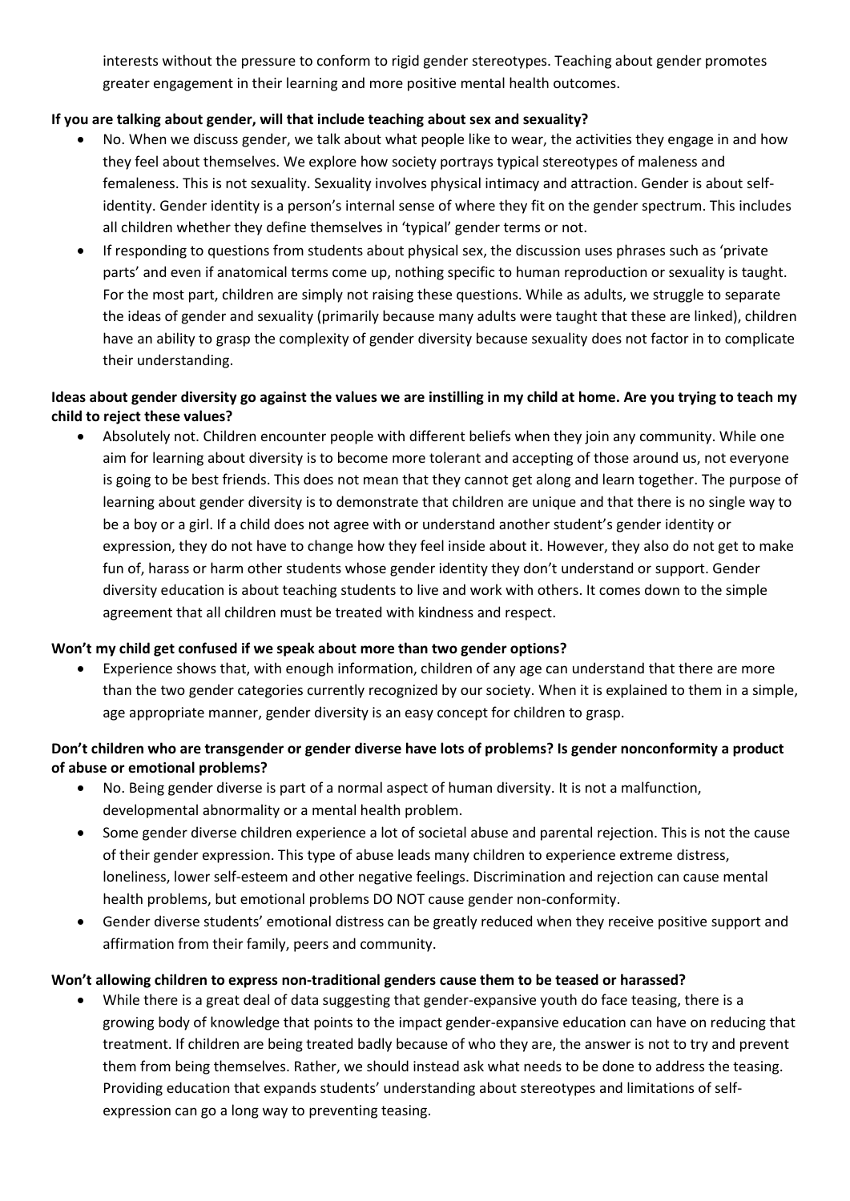interests without the pressure to conform to rigid gender stereotypes. Teaching about gender promotes greater engagement in their learning and more positive mental health outcomes.

**If you are talking about gender, will that include teaching about sex and sexuality?**

- No. When we discuss gender, we talk about what people like to wear, the activities they engage in and how they feel about themselves. We explore how society portrays typical stereotypes of maleness and femaleness. This is not sexuality. Sexuality involves physical intimacy and attraction. Gender is about self-identity. Gender identity is a person's internal sense of where they fit on the gender spectrum. This includes all children whether they define themselves in 'typical' gender terms or not.
- If responding to questions from students about physical sex, the discussion uses phrases such as 'private parts' and even if anatomical terms come up, nothing specific to human reproduction or sexuality is taught. For the most part, children are simply not raising these questions. While as adults, we struggle to separate the ideas of gender and sexuality (primarily because many adults were taught that these are linked), children have an ability to grasp the complexity of gender diversity because sexuality does not factor in to complicate their understanding.

**Ideas about gender diversity go against the values we are instilling in my child at home. Are you trying to teach my child to reject these values?**

- Absolutely not. Children encounter people with different beliefs when they join any community. While one aim for learning about diversity is to become more tolerant and accepting of those around us, not everyone is going to be best friends. This does not mean that they cannot get along and learn together. The purpose of learning about gender diversity is to demonstrate that children are unique and that there is no single way to be a boy or a girl. If a child does not agree with or understand another student's gender identity or expression, they do not have to change how they feel inside about it. However, they also do not get to make fun of, harass or harm other students whose gender identity they don't understand or support. Gender diversity education is about teaching students to live and work with others. It comes down to the simple agreement that all children must be treated with kindness and respect.

**Won't my child get confused if we speak about more than two gender options?**

- Experience shows that, with enough information, children of any age can understand that there are more than the two gender categories currently recognized by our society. When it is explained to them in a simple, age appropriate manner, gender diversity is an easy concept for children to grasp.

**Don't children who are transgender or gender diverse have lots of problems? Is gender nonconformity a product of abuse or emotional problems?**

- No. Being gender diverse is part of a normal aspect of human diversity. It is not a malfunction, developmental abnormality or a mental health problem.
- Some gender diverse children experience a lot of societal abuse and parental rejection. This is not the cause of their gender expression. This type of abuse leads many children to experience extreme distress, loneliness, lower self-esteem and other negative feelings. Discrimination and rejection can cause mental health problems, but emotional problems DO NOT cause gender non-conformity.
- Gender diverse students' emotional distress can be greatly reduced when they receive positive support and affirmation from their family, peers and community.

**Won't allowing children to express non-traditional genders cause them to be teased or harassed?**

- While there is a great deal of data suggesting that gender-expansive youth do face teasing, there is a growing body of knowledge that points to the impact gender-expansive education can have on reducing that treatment. If children are being treated badly because of who they are, the answer is not to try and prevent them from being themselves. Rather, we should instead ask what needs to be done to address the teasing. Providing education that expands students' understanding about stereotypes and limitations of self-expression can go a long way to preventing teasing.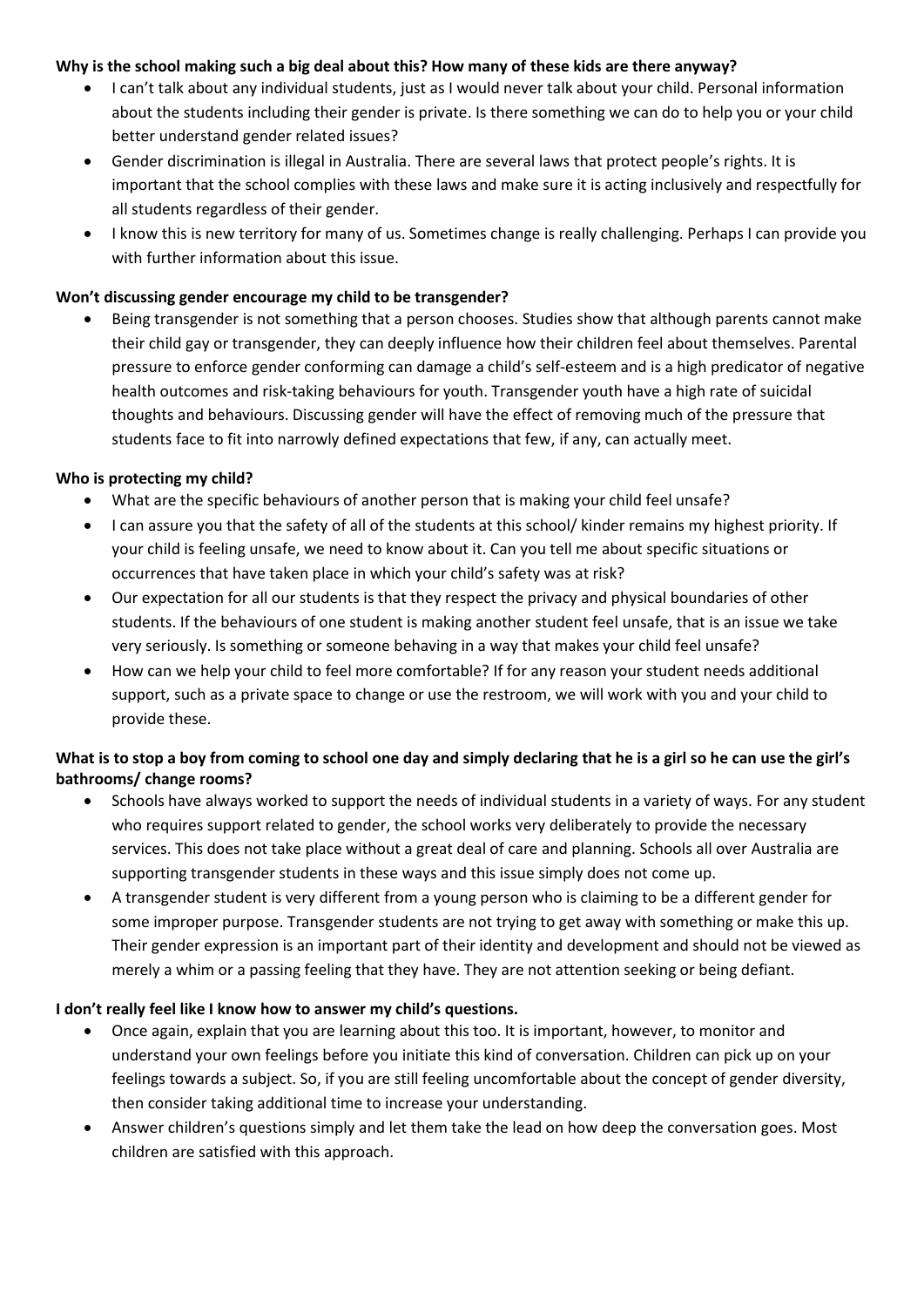**Why is the school making such a big deal about this? How many of these kids are there anyway?**

- I can't talk about any individual students, just as I would never talk about your child. Personal information about the students including their gender is private. Is there something we can do to help you or your child better understand gender related issues?
- Gender discrimination is illegal in Australia. There are several laws that protect people's rights. It is important that the school complies with these laws and make sure it is acting inclusively and respectfully for all students regardless of their gender.
- I know this is new territory for many of us. Sometimes change is really challenging. Perhaps I can provide you with further information about this issue.

**Won't discussing gender encourage my child to be transgender?**

- Being transgender is not something that a person chooses. Studies show that although parents cannot make their child gay or transgender, they can deeply influence how their children feel about themselves. Parental pressure to enforce gender conforming can damage a child's self-esteem and is a high predicator of negative health outcomes and risk-taking behaviours for youth. Transgender youth have a high rate of suicidal thoughts and behaviours. Discussing gender will have the effect of removing much of the pressure that students face to fit into narrowly defined expectations that few, if any, can actually meet.

**Who is protecting my child?**

- What are the specific behaviours of another person that is making your child feel unsafe?
- I can assure you that the safety of all of the students at this school/ kinder remains my highest priority. If your child is feeling unsafe, we need to know about it. Can you tell me about specific situations or occurrences that have taken place in which your child's safety was at risk?
- Our expectation for all our students is that they respect the privacy and physical boundaries of other students. If the behaviours of one student is making another student feel unsafe, that is an issue we take very seriously. Is something or someone behaving in a way that makes your child feel unsafe?
- How can we help your child to feel more comfortable? If for any reason your student needs additional support, such as a private space to change or use the restroom, we will work with you and your child to provide these.

**What is to stop a boy from coming to school one day and simply declaring that he is a girl so he can use the girl's bathrooms/ change rooms?**

- Schools have always worked to support the needs of individual students in a variety of ways. For any student who requires support related to gender, the school works very deliberately to provide the necessary services. This does not take place without a great deal of care and planning. Schools all over Australia are supporting transgender students in these ways and this issue simply does not come up.
- A transgender student is very different from a young person who is claiming to be a different gender for some improper purpose. Transgender students are not trying to get away with something or make this up. Their gender expression is an important part of their identity and development and should not be viewed as merely a whim or a passing feeling that they have. They are not attention seeking or being defiant.

**I don't really feel like I know how to answer my child's questions.**

- Once again, explain that you are learning about this too. It is important, however, to monitor and understand your own feelings before you initiate this kind of conversation. Children can pick up on your feelings towards a subject. So, if you are still feeling uncomfortable about the concept of gender diversity, then consider taking additional time to increase your understanding.
- Answer children's questions simply and let them take the lead on how deep the conversation goes. Most children are satisfied with this approach.